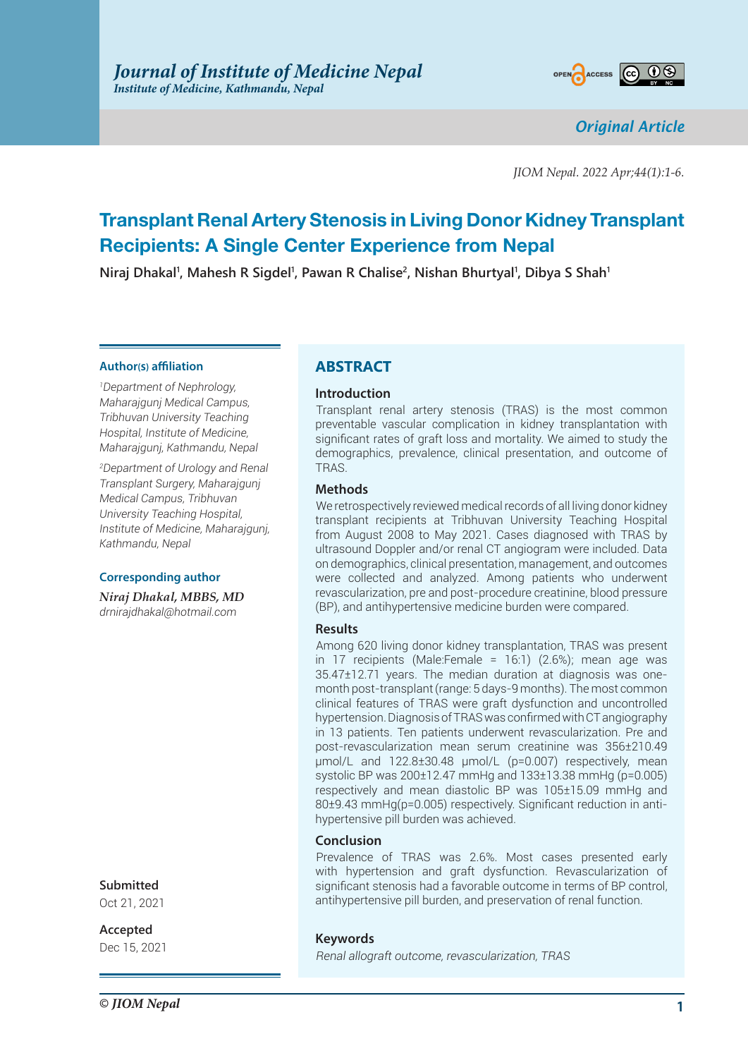Original Article

# Transplant Renal Artery Stenosis in Living Donor Kidney Transplant Recipients: A Single Center Experience from Nepal

Niraj Dhakal[1], Mahesh R Sigdel[1], Pawan R Chalise[2], Nishan Bhurtyal[1], Dibya S Shah[1]

**Author(s) affiliation**

[1]Department of Nephrology, Maharajgunj Medical Campus, Tribhuvan University Teaching Hospital, Institute of Medicine, Maharajgunj, Kathmandu, Nepal

[2]Department of Urology and Renal Transplant Surgery, Maharajgunj Medical Campus, Tribhuvan University Teaching Hospital, Institute of Medicine, Maharajgunj, Kathmandu, Nepal

**Corresponding author**

*Niraj Dhakal, MBBS, MD*
drnirajdhakal@hotmail.com

**Submitted**
Oct 21, 2021

**Accepted**
Dec 15, 2021

## ABSTRACT

### Introduction

Transplant renal artery stenosis (TRAS) is the most common preventable vascular complication in kidney transplantation with significant rates of graft loss and mortality. We aimed to study the demographics, prevalence, clinical presentation, and outcome of TRAS.

### Methods

We retrospectively reviewed medical records of all living donor kidney transplant recipients at Tribhuvan University Teaching Hospital from August 2008 to May 2021. Cases diagnosed with TRAS by ultrasound Doppler and/or renal CT angiogram were included. Data on demographics, clinical presentation, management, and outcomes were collected and analyzed. Among patients who underwent revascularization, pre and post-procedure creatinine, blood pressure (BP), and antihypertensive medicine burden were compared.

### Results

Among 620 living donor kidney transplantation, TRAS was present in 17 recipients (Male:Female = 16:1) (2.6%); mean age was 35.47±12.71 years. The median duration at diagnosis was one-month post-transplant (range: 5 days-9 months). The most common clinical features of TRAS were graft dysfunction and uncontrolled hypertension. Diagnosis of TRAS was confirmed with CT angiography in 13 patients. Ten patients underwent revascularization. Pre and post-revascularization mean serum creatinine was 356±210.49 μmol/L and 122.8±30.48 μmol/L ($p=0.007$) respectively, mean systolic BP was 200±12.47 mmHg and 133±13.38 mmHg ($p=0.005$) respectively and mean diastolic BP was 105±15.09 mmHg and 80±9.43 mmHg($p=0.005$) respectively. Significant reduction in anti-hypertensive pill burden was achieved.

### Conclusion

Prevalence of TRAS was 2.6%. Most cases presented early with hypertension and graft dysfunction. Revascularization of significant stenosis had a favorable outcome in terms of BP control, antihypertensive pill burden, and preservation of renal function.

### Keywords

*Renal allograft outcome, revascularization, TRAS*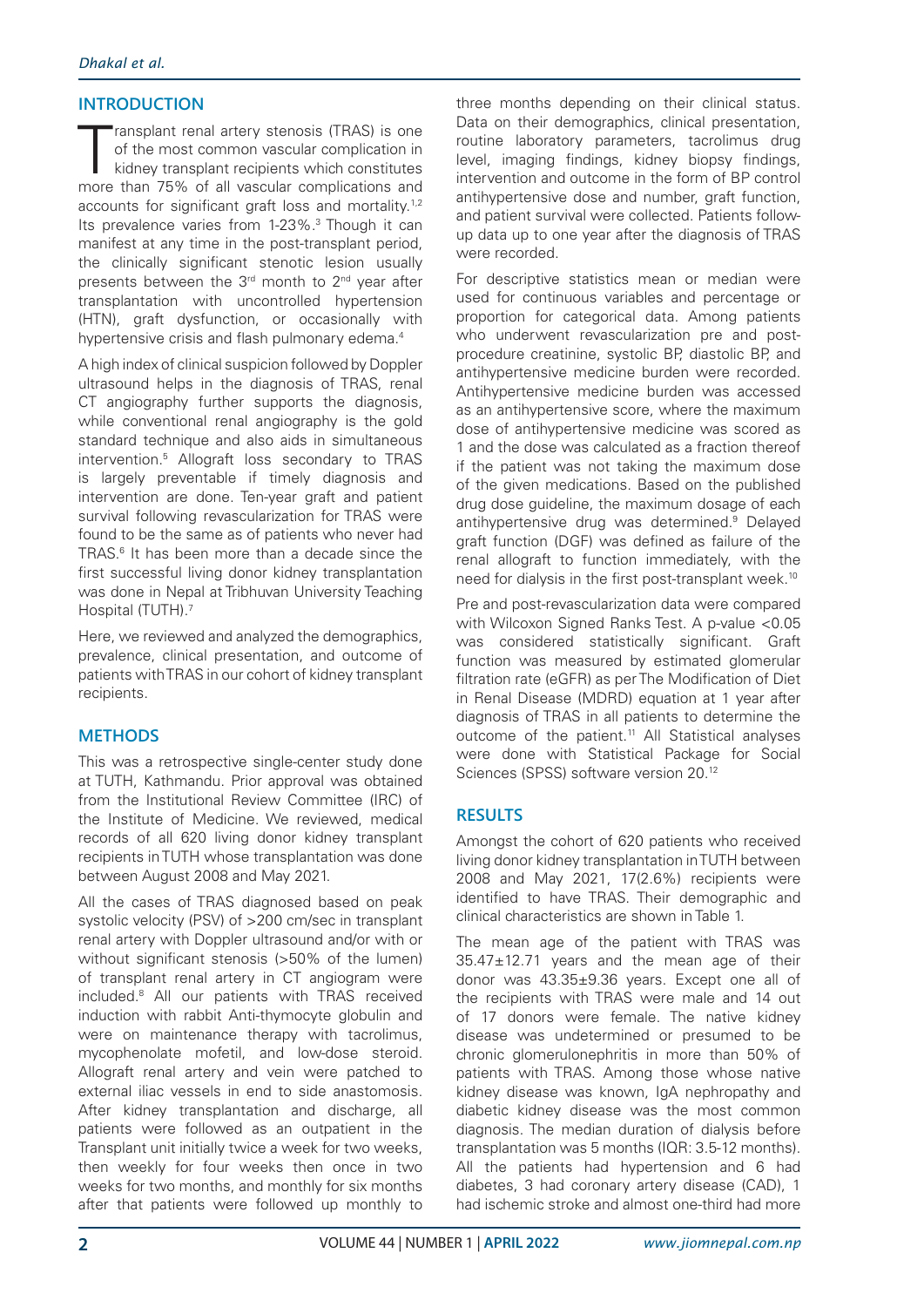## INTRODUCTION

Transplant renal artery stenosis (TRAS) is one of the most common vascular complication in kidney transplant recipients which constitutes more than 75% of all vascular complications and accounts for significant graft loss and mortality.[1,2] Its prevalence varies from 1-23%.[3] Though it can manifest at any time in the post-transplant period, the clinically significant stenotic lesion usually presents between the 3rd month to 2nd year after transplantation with uncontrolled hypertension (HTN), graft dysfunction, or occasionally with hypertensive crisis and flash pulmonary edema.[4]

A high index of clinical suspicion followed by Doppler ultrasound helps in the diagnosis of TRAS, renal CT angiography further supports the diagnosis, while conventional renal angiography is the gold standard technique and also aids in simultaneous intervention.[5] Allograft loss secondary to TRAS is largely preventable if timely diagnosis and intervention are done. Ten-year graft and patient survival following revascularization for TRAS were found to be the same as of patients who never had TRAS.[6] It has been more than a decade since the first successful living donor kidney transplantation was done in Nepal at Tribhuvan University Teaching Hospital (TUTH).[7]

Here, we reviewed and analyzed the demographics, prevalence, clinical presentation, and outcome of patients with TRAS in our cohort of kidney transplant recipients.

## METHODS

This was a retrospective single-center study done at TUTH, Kathmandu. Prior approval was obtained from the Institutional Review Committee (IRC) of the Institute of Medicine. We reviewed, medical records of all 620 living donor kidney transplant recipients in TUTH whose transplantation was done between August 2008 and May 2021.

All the cases of TRAS diagnosed based on peak systolic velocity (PSV) of >200 cm/sec in transplant renal artery with Doppler ultrasound and/or with or without significant stenosis (>50% of the lumen) of transplant renal artery in CT angiogram were included.[8] All our patients with TRAS received induction with rabbit Anti-thymocyte globulin and were on maintenance therapy with tacrolimus, mycophenolate mofetil, and low-dose steroid. Allograft renal artery and vein were patched to external iliac vessels in end to side anastomosis. After kidney transplantation and discharge, all patients were followed as an outpatient in the Transplant unit initially twice a week for two weeks, then weekly for four weeks then once in two weeks for two months, and monthly for six months after that patients were followed up monthly to three months depending on their clinical status. Data on their demographics, clinical presentation, routine laboratory parameters, tacrolimus drug level, imaging findings, kidney biopsy findings, intervention and outcome in the form of BP control antihypertensive dose and number, graft function, and patient survival were collected. Patients follow-up data up to one year after the diagnosis of TRAS were recorded.

For descriptive statistics mean or median were used for continuous variables and percentage or proportion for categorical data. Among patients who underwent revascularization pre and post-procedure creatinine, systolic BP, diastolic BP, and antihypertensive medicine burden were recorded. Antihypertensive medicine burden was accessed as an antihypertensive score, where the maximum dose of antihypertensive medicine was scored as 1 and the dose was calculated as a fraction thereof if the patient was not taking the maximum dose of the given medications. Based on the published drug dose guideline, the maximum dosage of each antihypertensive drug was determined.[9] Delayed graft function (DGF) was defined as failure of the renal allograft to function immediately, with the need for dialysis in the first post-transplant week.[10]

Pre and post-revascularization data were compared with Wilcoxon Signed Ranks Test. A p-value <0.05 was considered statistically significant. Graft function was measured by estimated glomerular filtration rate (eGFR) as per The Modification of Diet in Renal Disease (MDRD) equation at 1 year after diagnosis of TRAS in all patients to determine the outcome of the patient.[11] All Statistical analyses were done with Statistical Package for Social Sciences (SPSS) software version 20.[12]

## RESULTS

Amongst the cohort of 620 patients who received living donor kidney transplantation in TUTH between 2008 and May 2021, 17(2.6%) recipients were identified to have TRAS. Their demographic and clinical characteristics are shown in Table 1.

The mean age of the patient with TRAS was 35.47±12.71 years and the mean age of their donor was 43.35±9.36 years. Except one all of the recipients with TRAS were male and 14 out of 17 donors were female. The native kidney disease was undetermined or presumed to be chronic glomerulonephritis in more than 50% of patients with TRAS. Among those whose native kidney disease was known, IgA nephropathy and diabetic kidney disease was the most common diagnosis. The median duration of dialysis before transplantation was 5 months (IQR: 3.5-12 months). All the patients had hypertension and 6 had diabetes, 3 had coronary artery disease (CAD), 1 had ischemic stroke and almost one-third had more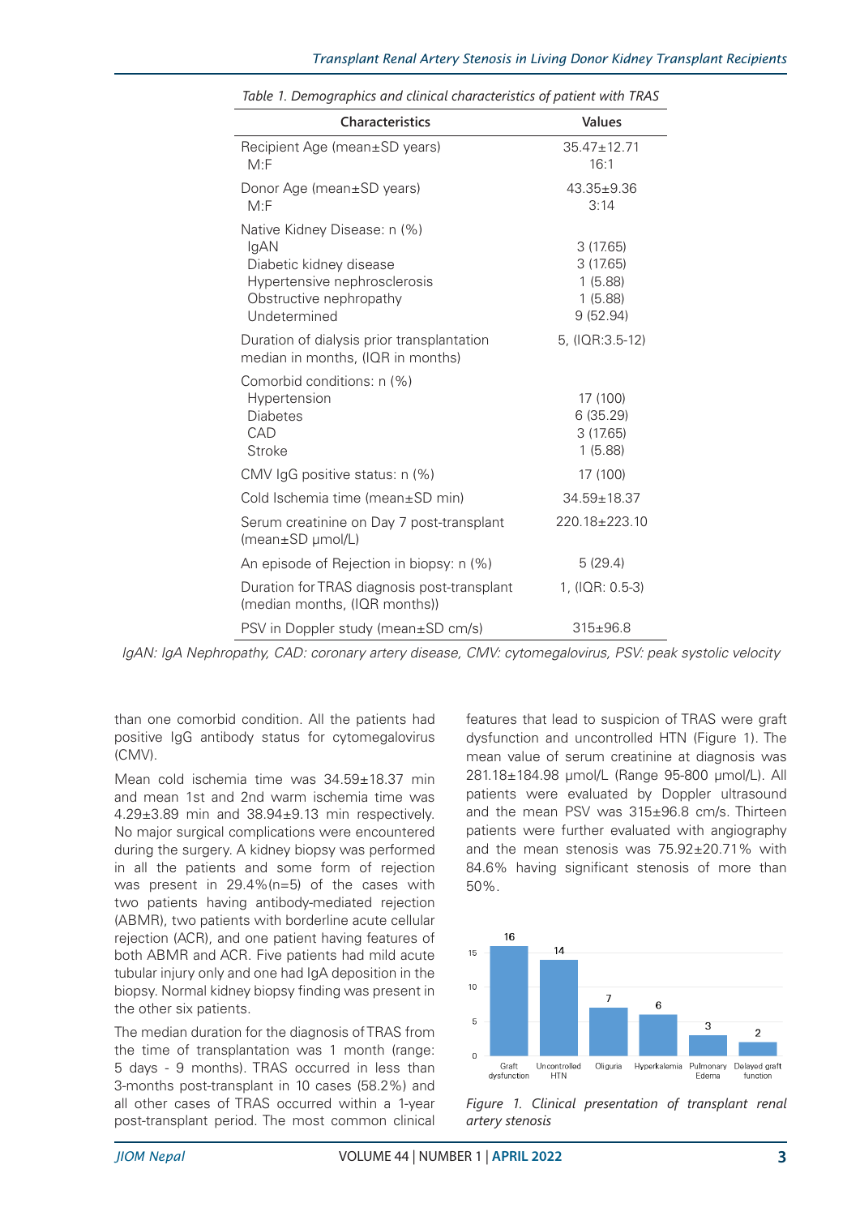Table 1. Demographics and clinical characteristics of patient with TRAS

| Characteristics | Values |
|---|---|
| Recipient Age (mean±SD years) | 35.47±12.71 |
| M:F | 16:1 |
| Donor Age (mean±SD years) | 43.35±9.36 |
| M:F | 3:14 |
| Native Kidney Disease: n (%) | |
| IgAN | 3 (17.65) |
| Diabetic kidney disease | 3 (17.65) |
| Hypertensive nephrosclerosis | 1 (5.88) |
| Obstructive nephropathy | 1 (5.88) |
| Undetermined | 9 (52.94) |
| Duration of dialysis prior transplantation median in months, (IQR in months) | 5, (IQR:3.5-12) |
| Comorbid conditions: n (%) | |
| Hypertension | 17 (100) |
| Diabetes | 6 (35.29) |
| CAD | 3 (17.65) |
| Stroke | 1 (5.88) |
| CMV IgG positive status: n (%) | 17 (100) |
| Cold Ischemia time (mean±SD min) | 34.59±18.37 |
| Serum creatinine on Day 7 post-transplant (mean±SD μmol/L) | 220.18±223.10 |
| An episode of Rejection in biopsy: n (%) | 5 (29.4) |
| Duration for TRAS diagnosis post-transplant (median months, (IQR months)) | 1, (IQR: 0.5-3) |
| PSV in Doppler study (mean±SD cm/s) | 315±96.8 |

*IgAN: IgA Nephropathy, CAD: coronary artery disease, CMV: cytomegalovirus, PSV: peak systolic velocity*

than one comorbid condition. All the patients had positive IgG antibody status for cytomegalovirus (CMV).

Mean cold ischemia time was 34.59±18.37 min and mean 1st and 2nd warm ischemia time was 4.29±3.89 min and 38.94±9.13 min respectively. No major surgical complications were encountered during the surgery. A kidney biopsy was performed in all the patients and some form of rejection was present in 29.4%(n=5) of the cases with two patients having antibody-mediated rejection (ABMR), two patients with borderline acute cellular rejection (ACR), and one patient having features of both ABMR and ACR. Five patients had mild acute tubular injury only and one had IgA deposition in the biopsy. Normal kidney biopsy finding was present in the other six patients.

The median duration for the diagnosis of TRAS from the time of transplantation was 1 month (range: 5 days - 9 months). TRAS occurred in less than 3-months post-transplant in 10 cases (58.2%) and all other cases of TRAS occurred within a 1-year post-transplant period. The most common clinical features that lead to suspicion of TRAS were graft dysfunction and uncontrolled HTN (Figure 1). The mean value of serum creatinine at diagnosis was 281.18±184.98 μmol/L (Range 95-800 μmol/L). All patients were evaluated by Doppler ultrasound and the mean PSV was 315±96.8 cm/s. Thirteen patients were further evaluated with angiography and the mean stenosis was 75.92±20.71% with 84.6% having significant stenosis of more than 50%.

| Clinical presentation | Number |
|---|---|
| Graft dysfunction | 16 |
| Uncontrolled HTN | 14 |
| Oliguria | 7 |
| Hyperkalemia | 6 |
| Pulmonary Edema | 3 |
| Delayed graft function | 2 |

*Figure 1. Clinical presentation of transplant renal artery stenosis*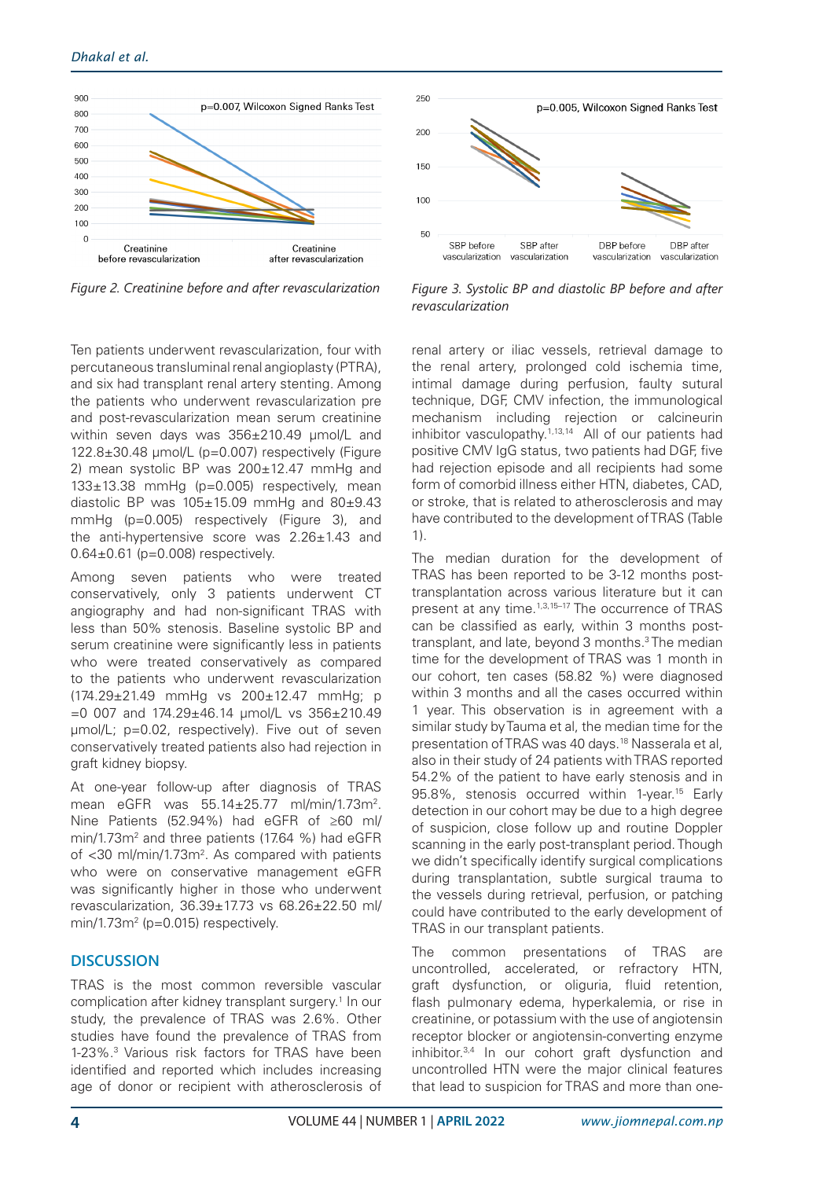Figure 2. Creatinine before and after revascularization

Figure 3. Systolic BP and diastolic BP before and after revascularization

Ten patients underwent revascularization, four with percutaneous transluminal renal angioplasty (PTRA), and six had transplant renal artery stenting. Among the patients who underwent revascularization pre and post-revascularization mean serum creatinine within seven days was 356±210.49 µmol/L and 122.8±30.48 µmol/L (p=0.007) respectively (Figure 2) mean systolic BP was 200±12.47 mmHg and 133±13.38 mmHg (p=0.005) respectively, mean diastolic BP was 105±15.09 mmHg and 80±9.43 mmHg (p=0.005) respectively (Figure 3), and the anti-hypertensive score was 2.26±1.43 and 0.64±0.61 (p=0.008) respectively.

Among seven patients who were treated conservatively, only 3 patients underwent CT angiography and had non-significant TRAS with less than 50% stenosis. Baseline systolic BP and serum creatinine were significantly less in patients who were treated conservatively as compared to the patients who underwent revascularization (174.29±21.49 mmHg vs 200±12.47 mmHg; p =0 007 and 174.29±46.14 µmol/L vs 356±210.49 µmol/L; p=0.02, respectively). Five out of seven conservatively treated patients also had rejection in graft kidney biopsy.

At one-year follow-up after diagnosis of TRAS mean eGFR was 55.14±25.77 ml/min/1.73m$^2$. Nine Patients (52.94%) had eGFR of ≥60 ml/min/1.73m$^2$ and three patients (17.64 %) had eGFR of <30 ml/min/1.73m$^2$. As compared with patients who were on conservative management eGFR was significantly higher in those who underwent revascularization, 36.39±17.73 vs 68.26±22.50 ml/min/1.73m$^2$ (p=0.015) respectively.

## DISCUSSION

TRAS is the most common reversible vascular complication after kidney transplant surgery.[1] In our study, the prevalence of TRAS was 2.6%. Other studies have found the prevalence of TRAS from 1-23%.[3] Various risk factors for TRAS have been identified and reported which includes increasing age of donor or recipient with atherosclerosis of renal artery or iliac vessels, retrieval damage to the renal artery, prolonged cold ischemia time, intimal damage during perfusion, faulty sutural technique, DGF, CMV infection, the immunological mechanism including rejection or calcineurin inhibitor vasculopathy.[1,13,14] All of our patients had positive CMV IgG status, two patients had DGF, five had rejection episode and all recipients had some form of comorbid illness either HTN, diabetes, CAD, or stroke, that is related to atherosclerosis and may have contributed to the development of TRAS (Table 1).

The median duration for the development of TRAS has been reported to be 3-12 months post-transplantation across various literature but it can present at any time.[1,3,15–17] The occurrence of TRAS can be classified as early, within 3 months post-transplant, and late, beyond 3 months.[3] The median time for the development of TRAS was 1 month in our cohort, ten cases (58.82 %) were diagnosed within 3 months and all the cases occurred within 1 year. This observation is in agreement with a similar study by Tauma et al, the median time for the presentation of TRAS was 40 days.[18] Nasserala et al, also in their study of 24 patients with TRAS reported 54.2% of the patient to have early stenosis and in 95.8%, stenosis occurred within 1-year.[15] Early detection in our cohort may be due to a high degree of suspicion, close follow up and routine Doppler scanning in the early post-transplant period. Though we didn't specifically identify surgical complications during transplantation, subtle surgical trauma to the vessels during retrieval, perfusion, or patching could have contributed to the early development of TRAS in our transplant patients.

The common presentations of TRAS are uncontrolled, accelerated, or refractory HTN, graft dysfunction, or oliguria, fluid retention, flash pulmonary edema, hyperkalemia, or rise in creatinine, or potassium with the use of angiotensin receptor blocker or angiotensin-converting enzyme inhibitor.[3,4] In our cohort graft dysfunction and uncontrolled HTN were the major clinical features that lead to suspicion for TRAS and more than one-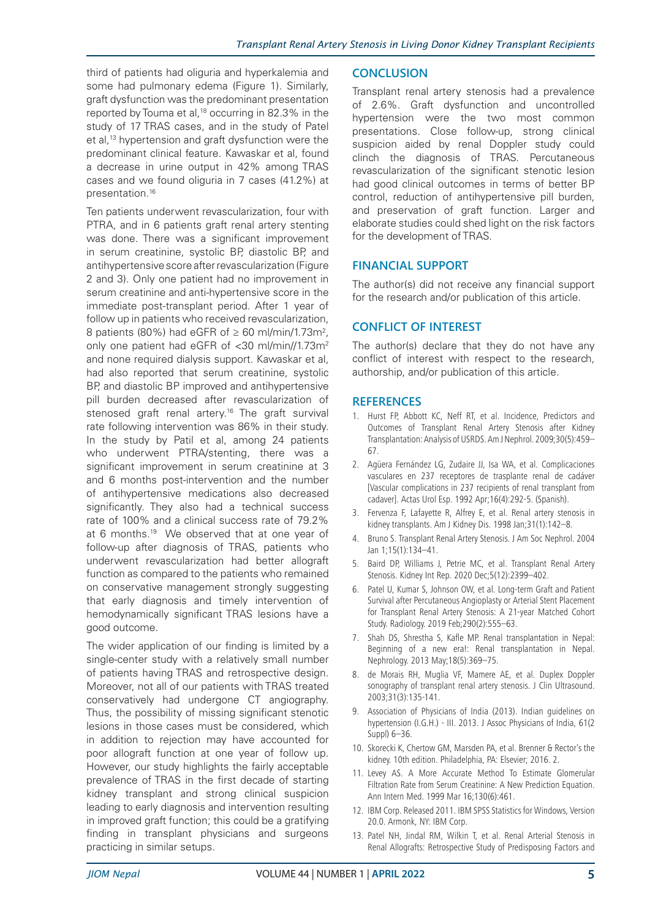third of patients had oliguria and hyperkalemia and some had pulmonary edema (Figure 1). Similarly, graft dysfunction was the predominant presentation reported by Touma et al,[18] occurring in 82.3% in the study of 17 TRAS cases, and in the study of Patel et al,[13] hypertension and graft dysfunction were the predominant clinical feature. Kawaskar et al, found a decrease in urine output in 42% among TRAS cases and we found oliguria in 7 cases (41.2%) at presentation.[16]

Ten patients underwent revascularization, four with PTRA, and in 6 patients graft renal artery stenting was done. There was a significant improvement in serum creatinine, systolic BP, diastolic BP, and antihypertensive score after revascularization (Figure 2 and 3). Only one patient had no improvement in serum creatinine and anti-hypertensive score in the immediate post-transplant period. After 1 year of follow up in patients who received revascularization, 8 patients (80%) had eGFR of ≥ 60 ml/min/1.73m², only one patient had eGFR of <30 ml/min//1.73m² and none required dialysis support. Kawaskar et al, had also reported that serum creatinine, systolic BP, and diastolic BP improved and antihypertensive pill burden decreased after revascularization of stenosed graft renal artery.[16] The graft survival rate following intervention was 86% in their study. In the study by Patil et al, among 24 patients who underwent PTRA/stenting, there was a significant improvement in serum creatinine at 3 and 6 months post-intervention and the number of antihypertensive medications also decreased significantly. They also had a technical success rate of 100% and a clinical success rate of 79.2% at 6 months.[19] We observed that at one year of follow-up after diagnosis of TRAS, patients who underwent revascularization had better allograft function as compared to the patients who remained on conservative management strongly suggesting that early diagnosis and timely intervention of hemodynamically significant TRAS lesions have a good outcome.

The wider application of our finding is limited by a single-center study with a relatively small number of patients having TRAS and retrospective design. Moreover, not all of our patients with TRAS treated conservatively had undergone CT angiography. Thus, the possibility of missing significant stenotic lesions in those cases must be considered, which in addition to rejection may have accounted for poor allograft function at one year of follow up. However, our study highlights the fairly acceptable prevalence of TRAS in the first decade of starting kidney transplant and strong clinical suspicion leading to early diagnosis and intervention resulting in improved graft function; this could be a gratifying finding in transplant physicians and surgeons practicing in similar setups.

## CONCLUSION

Transplant renal artery stenosis had a prevalence of 2.6%. Graft dysfunction and uncontrolled hypertension were the two most common presentations. Close follow-up, strong clinical suspicion aided by renal Doppler study could clinch the diagnosis of TRAS. Percutaneous revascularization of the significant stenotic lesion had good clinical outcomes in terms of better BP control, reduction of antihypertensive pill burden, and preservation of graft function. Larger and elaborate studies could shed light on the risk factors for the development of TRAS.

## FINANCIAL SUPPORT

The author(s) did not receive any financial support for the research and/or publication of this article.

## CONFLICT OF INTEREST

The author(s) declare that they do not have any conflict of interest with respect to the research, authorship, and/or publication of this article.

## REFERENCES

1. Hurst FP, Abbott KC, Neff RT, et al. Incidence, Predictors and Outcomes of Transplant Renal Artery Stenosis after Kidney Transplantation: Analysis of USRDS. Am J Nephrol. 2009;30(5):459–67.
2. Agüera Fernández LG, Zudaire JJ, Isa WA, et al. Complicaciones vasculares en 237 receptores de trasplante renal de cadáver [Vascular complications in 237 recipients of renal transplant from cadaver]. Actas Urol Esp. 1992 Apr;16(4):292-5. (Spanish).
3. Fervenza F, Lafayette R, Alfrey E, et al. Renal artery stenosis in kidney transplants. Am J Kidney Dis. 1998 Jan;31(1):142–8.
4. Bruno S. Transplant Renal Artery Stenosis. J Am Soc Nephrol. 2004 Jan 1;15(1):134–41.
5. Baird DP, Williams J, Petrie MC, et al. Transplant Renal Artery Stenosis. Kidney Int Rep. 2020 Dec;5(12):2399–402.
6. Patel U, Kumar S, Johnson OW, et al. Long-term Graft and Patient Survival after Percutaneous Angioplasty or Arterial Stent Placement for Transplant Renal Artery Stenosis: A 21-year Matched Cohort Study. Radiology. 2019 Feb;290(2):555–63.
7. Shah DS, Shrestha S, Kafle MP. Renal transplantation in Nepal: Beginning of a new era!: Renal transplantation in Nepal. Nephrology. 2013 May;18(5):369–75.
8. de Morais RH, Muglia VF, Mamere AE, et al. Duplex Doppler sonography of transplant renal artery stenosis. J Clin Ultrasound. 2003;31(3):135-141.
9. Association of Physicians of India (2013). Indian guidelines on hypertension (I.G.H.) - III. 2013. J Assoc Physicians of India, 61(2 Suppl) 6–36.
10. Skorecki K, Chertow GM, Marsden PA, et al. Brenner & Rector's the kidney. 10th edition. Philadelphia, PA: Elsevier; 2016. 2.
11. Levey AS. A More Accurate Method To Estimate Glomerular Filtration Rate from Serum Creatinine: A New Prediction Equation. Ann Intern Med. 1999 Mar 16;130(6):461.
12. IBM Corp. Released 2011. IBM SPSS Statistics for Windows, Version 20.0. Armonk, NY: IBM Corp.
13. Patel NH, Jindal RM, Wilkin T, et al. Renal Arterial Stenosis in Renal Allografts: Retrospective Study of Predisposing Factors and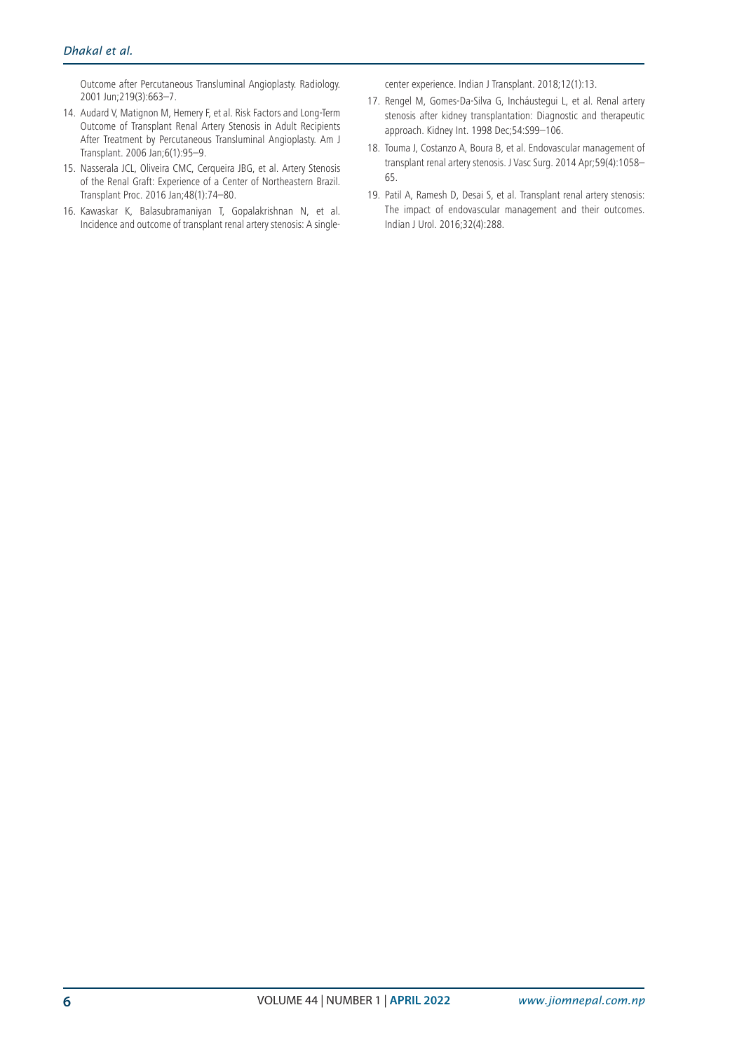Outcome after Percutaneous Transluminal Angioplasty. Radiology. 2001 Jun;219(3):663–7.

14. Audard V, Matignon M, Hemery F, et al. Risk Factors and Long-Term Outcome of Transplant Renal Artery Stenosis in Adult Recipients After Treatment by Percutaneous Transluminal Angioplasty. Am J Transplant. 2006 Jan;6(1):95–9.
15. Nasserala JCL, Oliveira CMC, Cerqueira JBG, et al. Artery Stenosis of the Renal Graft: Experience of a Center of Northeastern Brazil. Transplant Proc. 2016 Jan;48(1):74–80.
16. Kawaskar K, Balasubramaniyan T, Gopalakrishnan N, et al. Incidence and outcome of transplant renal artery stenosis: A single-center experience. Indian J Transplant. 2018;12(1):13.
17. Rengel M, Gomes-Da-Silva G, Incháustegui L, et al. Renal artery stenosis after kidney transplantation: Diagnostic and therapeutic approach. Kidney Int. 1998 Dec;54:S99–106.
18. Touma J, Costanzo A, Boura B, et al. Endovascular management of transplant renal artery stenosis. J Vasc Surg. 2014 Apr;59(4):1058–65.
19. Patil A, Ramesh D, Desai S, et al. Transplant renal artery stenosis: The impact of endovascular management and their outcomes. Indian J Urol. 2016;32(4):288.